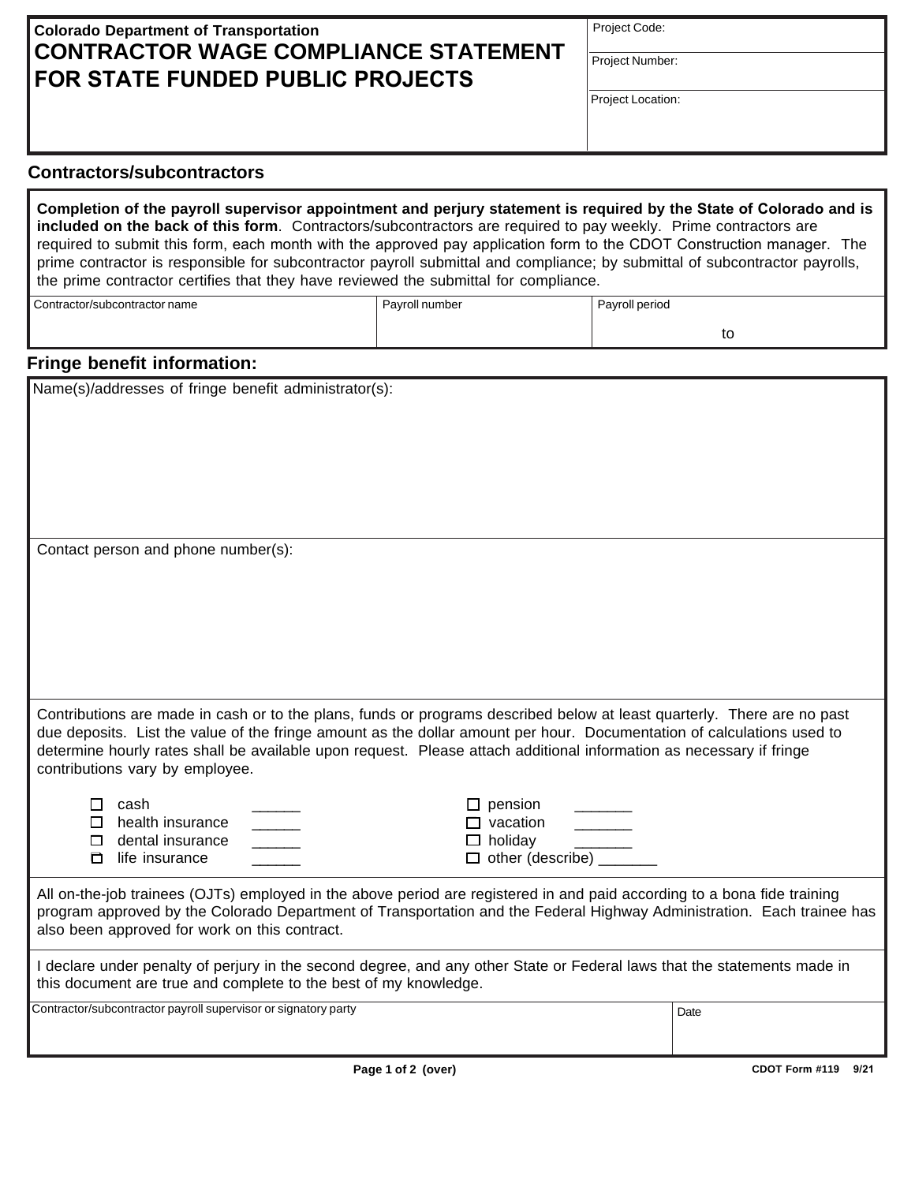**Colorado Department of Transportation**

# CONTRACTOR WAGE COMPLIANCE STATEMENT FOR STATE FUNDED PUBLIC PROJECTS

| Project Code: |
|---|
| Project Number: |
| Project Location: |

## Contractors/subcontractors

**Completion of the payroll supervisor appointment and perjury statement is required by the State of Colorado and is included on the back of this form**. Contractors/subcontractors are required to pay weekly. Prime contractors are required to submit this form, each month with the approved pay application form to the CDOT Construction manager. The prime contractor is responsible for subcontractor payroll submittal and compliance; by submittal of subcontractor payrolls, the prime contractor certifies that they have reviewed the submittal for compliance.

| Contractor/subcontractor name | Payroll number | Payroll period |
|---|---|---|
| | | to |

## Fringe benefit information:

Name(s)/addresses of fringe benefit administrator(s):

Contact person and phone number(s):

Contributions are made in cash or to the plans, funds or programs described below at least quarterly. There are no past due deposits. List the value of the fringe amount as the dollar amount per hour. Documentation of calculations used to determine hourly rates shall be available upon request. Please attach additional information as necessary if fringe contributions vary by employee.

- ☐ cash ______
- ☐ health insurance ______
- ☐ dental insurance ______
- ☐ life insurance ______
- ☐ pension _______
- ☐ vacation _______
- ☐ holiday _______
- ☐ other (describe) _______

All on-the-job trainees (OJTs) employed in the above period are registered in and paid according to a bona fide training program approved by the Colorado Department of Transportation and the Federal Highway Administration. Each trainee has also been approved for work on this contract.

I declare under penalty of perjury in the second degree, and any other State or Federal laws that the statements made in this document are true and complete to the best of my knowledge.

| Contractor/subcontractor payroll supervisor or signatory party | Date |
|---|---|
| | |

CDOT Form #119 9/21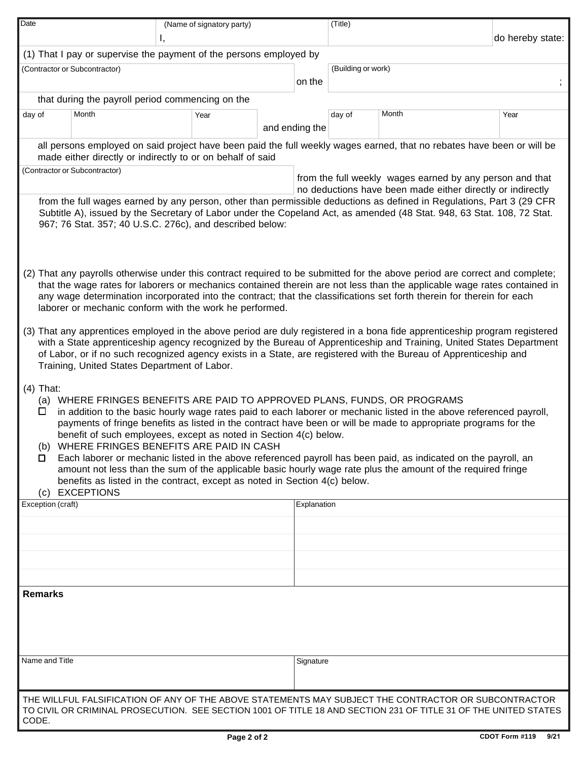| Date | (Name of signatory party) | (Title) | |
|---|---|---|---|
| | I, | | do hereby state: |

(1) That I pay or supervise the payment of the persons employed by

| (Contractor or Subcontractor) | | (Building or work) |
|---|---|---|
| | on the | ; |

that during the payroll period commencing on the

| day of | Month | Year | | day of | Month | Year |
|---|---|---|---|---|---|---|
| | | | and ending the | | | |

all persons employed on said project have been paid the full weekly wages earned, that no rebates have been or will be made either directly or indirectly to or on behalf of said

| (Contractor or Subcontractor) | |
|---|---|
| | from the full weekly wages earned by any person and that no deductions have been made either directly or indirectly |

from the full wages earned by any person, other than permissible deductions as defined in Regulations, Part 3 (29 CFR Subtitle A), issued by the Secretary of Labor under the Copeland Act, as amended (48 Stat. 948, 63 Stat. 108, 72 Stat. 967; 76 Stat. 357; 40 U.S.C. 276c), and described below:

(2) That any payrolls otherwise under this contract required to be submitted for the above period are correct and complete; that the wage rates for laborers or mechanics contained therein are not less than the applicable wage rates contained in any wage determination incorporated into the contract; that the classifications set forth therein for therein for each laborer or mechanic conform with the work he performed.

(3) That any apprentices employed in the above period are duly registered in a bona fide apprenticeship program registered with a State apprenticeship agency recognized by the Bureau of Apprenticeship and Training, United States Department of Labor, or if no such recognized agency exists in a State, are registered with the Bureau of Apprenticeship and Training, United States Department of Labor.

(4) That:

(a) WHERE FRINGES BENEFITS ARE PAID TO APPROVED PLANS, FUNDS, OR PROGRAMS

☐ in addition to the basic hourly wage rates paid to each laborer or mechanic listed in the above referenced payroll, payments of fringe benefits as listed in the contract have been or will be made to appropriate programs for the benefit of such employees, except as noted in Section 4(c) below.

(b) WHERE FRINGES BENEFITS ARE PAID IN CASH

☐ Each laborer or mechanic listed in the above referenced payroll has been paid, as indicated on the payroll, an amount not less than the sum of the applicable basic hourly wage rate plus the amount of the required fringe benefits as listed in the contract, except as noted in Section 4(c) below.

(c) EXCEPTIONS

| Exception (craft) | Explanation |
|---|---|
| | |
| | |
| | |
| | |

**Remarks**

| Name and Title | Signature |
|---|---|
| | |

THE WILLFUL FALSIFICATION OF ANY OF THE ABOVE STATEMENTS MAY SUBJECT THE CONTRACTOR OR SUBCONTRACTOR TO CIVIL OR CRIMINAL PROSECUTION. SEE SECTION 1001 OF TITLE 18 AND SECTION 231 OF TITLE 31 OF THE UNITED STATES CODE.

CDOT Form #119 9/21